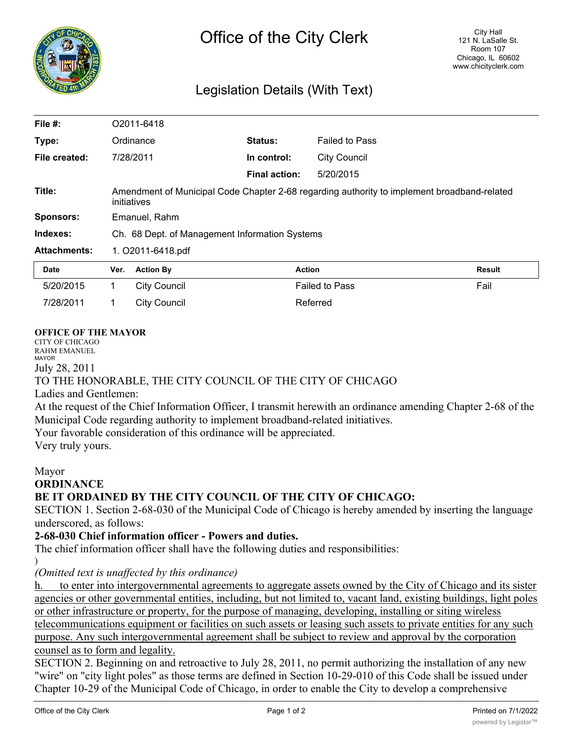# Office of the City Clerk

City Hall
121 N. LaSalle St.
Room 107
Chicago, IL 60602
www.chicityclerk.com

## Legislation Details (With Text)

| | | | |
|---|---|---|---|
| **File #:** | O2011-6418 | | |
| **Type:** | Ordinance | **Status:** | Failed to Pass |
| **File created:** | 7/28/2011 | **In control:** | City Council |
| | | **Final action:** | 5/20/2015 |
| **Title:** | Amendment of Municipal Code Chapter 2-68 regarding authority to implement broadband-related initiatives | | |
| **Sponsors:** | Emanuel, Rahm | | |
| **Indexes:** | Ch. 68 Dept. of Management Information Systems | | |
| **Attachments:** | 1. O2011-6418.pdf | | |

| Date | Ver. | Action By | Action | Result |
|---|---|---|---|---|
| 5/20/2015 | 1 | City Council | Failed to Pass | Fail |
| 7/28/2011 | 1 | City Council | Referred | |

**OFFICE OF THE MAYOR**
CITY OF CHICAGO
RAHM EMANUEL
MAYOR

July 28, 2011

TO THE HONORABLE, THE CITY COUNCIL OF THE CITY OF CHICAGO

Ladies and Gentlemen:

At the request of the Chief Information Officer, I transmit herewith an ordinance amending Chapter 2-68 of the Municipal Code regarding authority to implement broadband-related initiatives.

Your favorable consideration of this ordinance will be appreciated.

Very truly yours.

Mayor

**ORDINANCE**

**BE IT ORDAINED BY THE CITY COUNCIL OF THE CITY OF CHICAGO:**

SECTION 1. Section 2-68-030 of the Municipal Code of Chicago is hereby amended by inserting the language underscored, as follows:

**2-68-030 Chief information officer - Powers and duties.**

The chief information officer shall have the following duties and responsibilities:

)

*(Omitted text is unaffected by this ordinance)*

<u>h. to enter into intergovernmental agreements to aggregate assets owned by the City of Chicago and its sister agencies or other governmental entities, including, but not limited to, vacant land, existing buildings, light poles or other infrastructure or property, for the purpose of managing, developing, installing or siting wireless telecommunications equipment or facilities on such assets or leasing such assets to private entities for any such purpose. Any such intergovernmental agreement shall be subject to review and approval by the corporation counsel as to form and legality.</u>

SECTION 2. Beginning on and retroactive to July 28, 2011, no permit authorizing the installation of any new "wire" on "city light poles" as those terms are defined in Section 10-29-010 of this Code shall be issued under Chapter 10-29 of the Municipal Code of Chicago, in order to enable the City to develop a comprehensive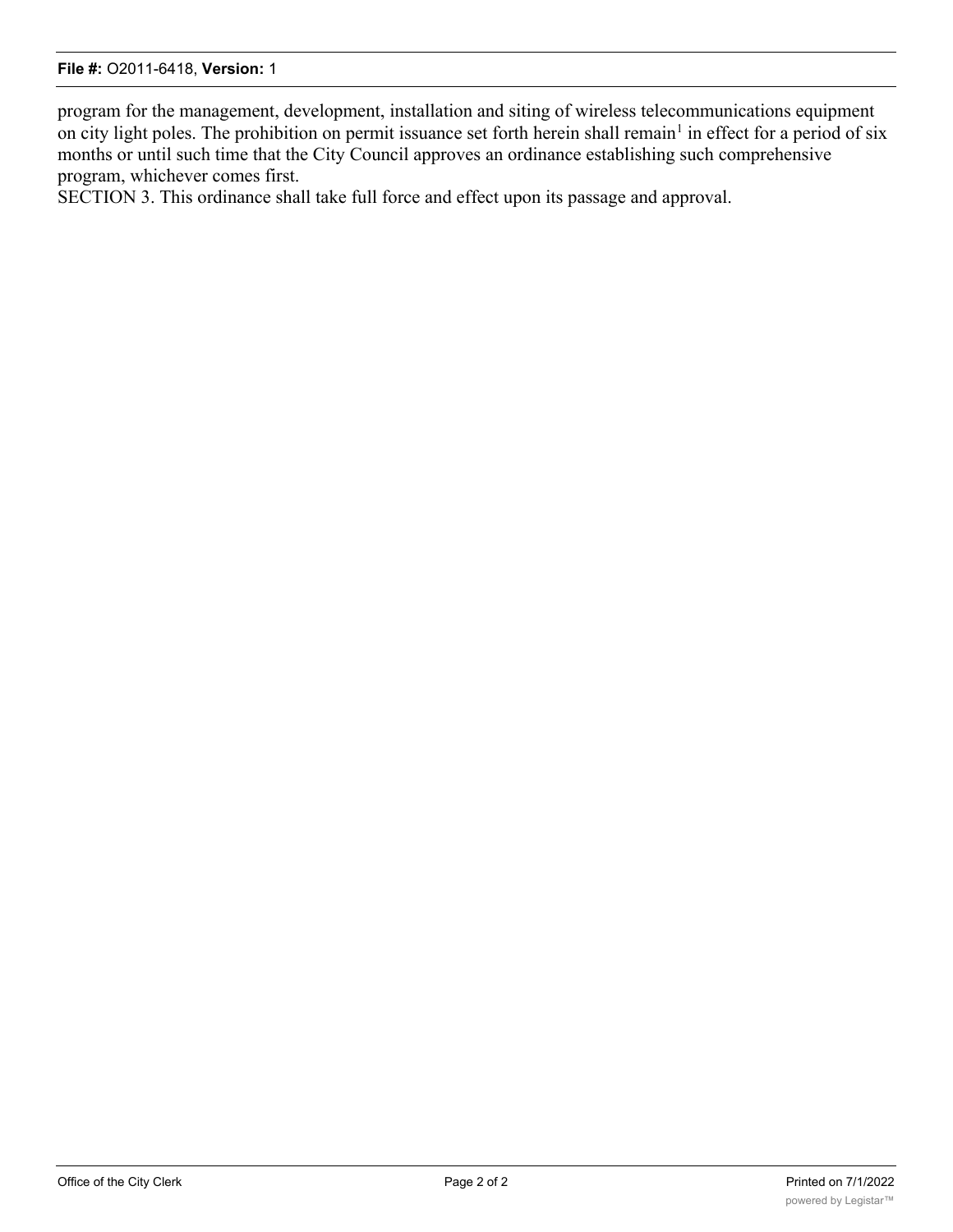program for the management, development, installation and siting of wireless telecommunications equipment on city light poles. The prohibition on permit issuance set forth herein shall remain[1] in effect for a period of six months or until such time that the City Council approves an ordinance establishing such comprehensive program, whichever comes first.

SECTION 3. This ordinance shall take full force and effect upon its passage and approval.